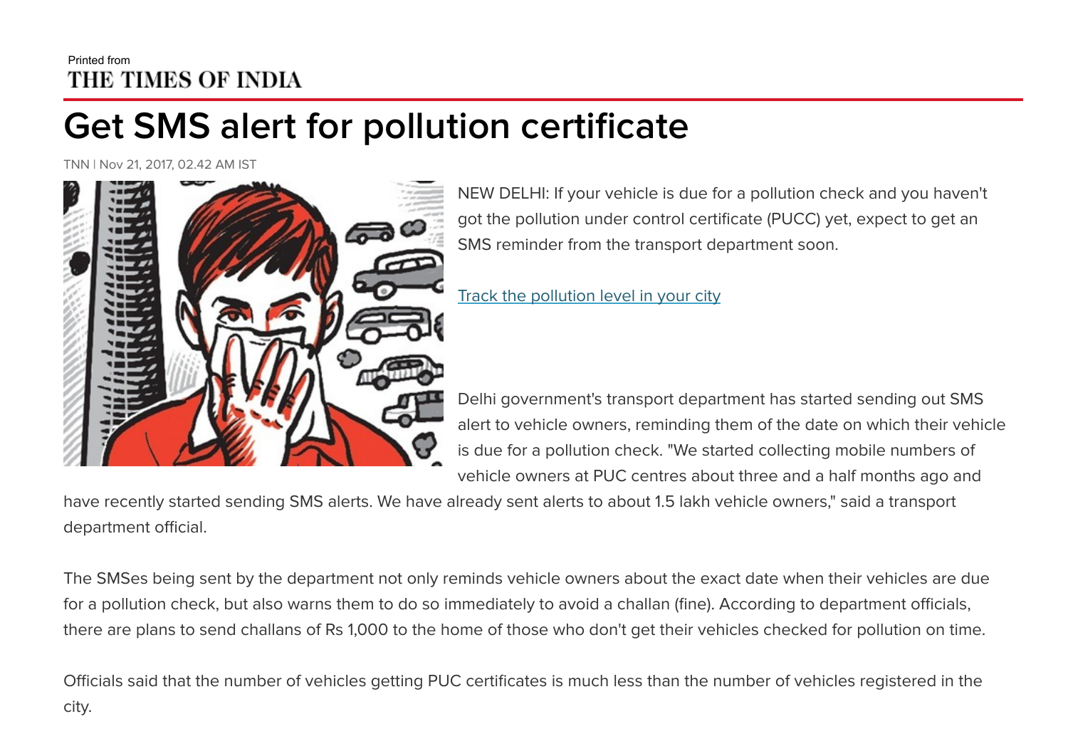Printed from
THE TIMES OF INDIA

# Get SMS alert for pollution certificate

TNN | Nov 21, 2017, 02.42 AM IST

NEW DELHI: If your vehicle is due for a pollution check and you haven't got the pollution under control certificate (PUCC) yet, expect to get an SMS reminder from the transport department soon.

Track the pollution level in your city

Delhi government's transport department has started sending out SMS alert to vehicle owners, reminding them of the date on which their vehicle is due for a pollution check. "We started collecting mobile numbers of vehicle owners at PUC centres about three and a half months ago and have recently started sending SMS alerts. We have already sent alerts to about 1.5 lakh vehicle owners," said a transport department official.

The SMSes being sent by the department not only reminds vehicle owners about the exact date when their vehicles are due for a pollution check, but also warns them to do so immediately to avoid a challan (fine). According to department officials, there are plans to send challans of Rs 1,000 to the home of those who don't get their vehicles checked for pollution on time.

Officials said that the number of vehicles getting PUC certificates is much less than the number of vehicles registered in the city.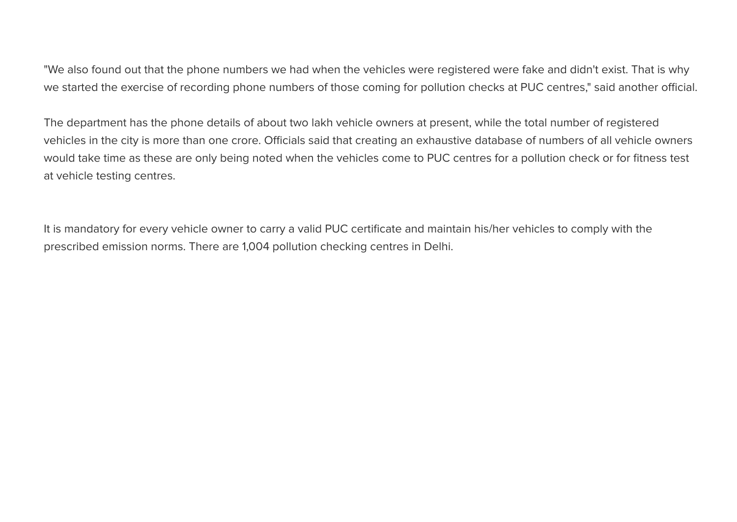"We also found out that the phone numbers we had when the vehicles were registered were fake and didn't exist. That is why we started the exercise of recording phone numbers of those coming for pollution checks at PUC centres," said another official.

The department has the phone details of about two lakh vehicle owners at present, while the total number of registered vehicles in the city is more than one crore. Officials said that creating an exhaustive database of numbers of all vehicle owners would take time as these are only being noted when the vehicles come to PUC centres for a pollution check or for fitness test at vehicle testing centres.

It is mandatory for every vehicle owner to carry a valid PUC certificate and maintain his/her vehicles to comply with the prescribed emission norms. There are 1,004 pollution checking centres in Delhi.